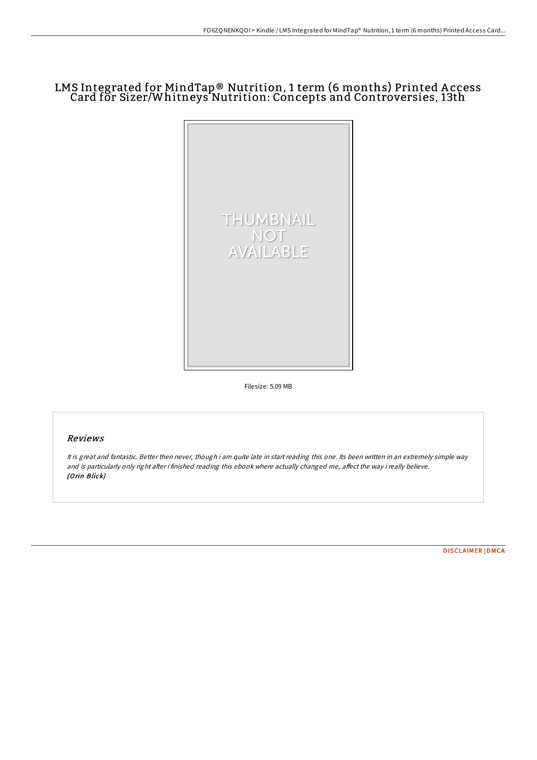# LMS Integrated for MindTap® Nutrition, 1 term (6 months) Printed Access Card for Sizer/Whitneys Nutrition: Concepts and Controversies, 13th

Filesize: 5.09 MB

## Reviews

*It is great and fantastic. Better then never, though i am quite late in start reading this one. Its been written in an extremely simple way and is particularly only right after i finished reading this ebook where actually changed me, affect the way i really believe.*
***(Orin Blick)***

DISCLAIMER | DMCA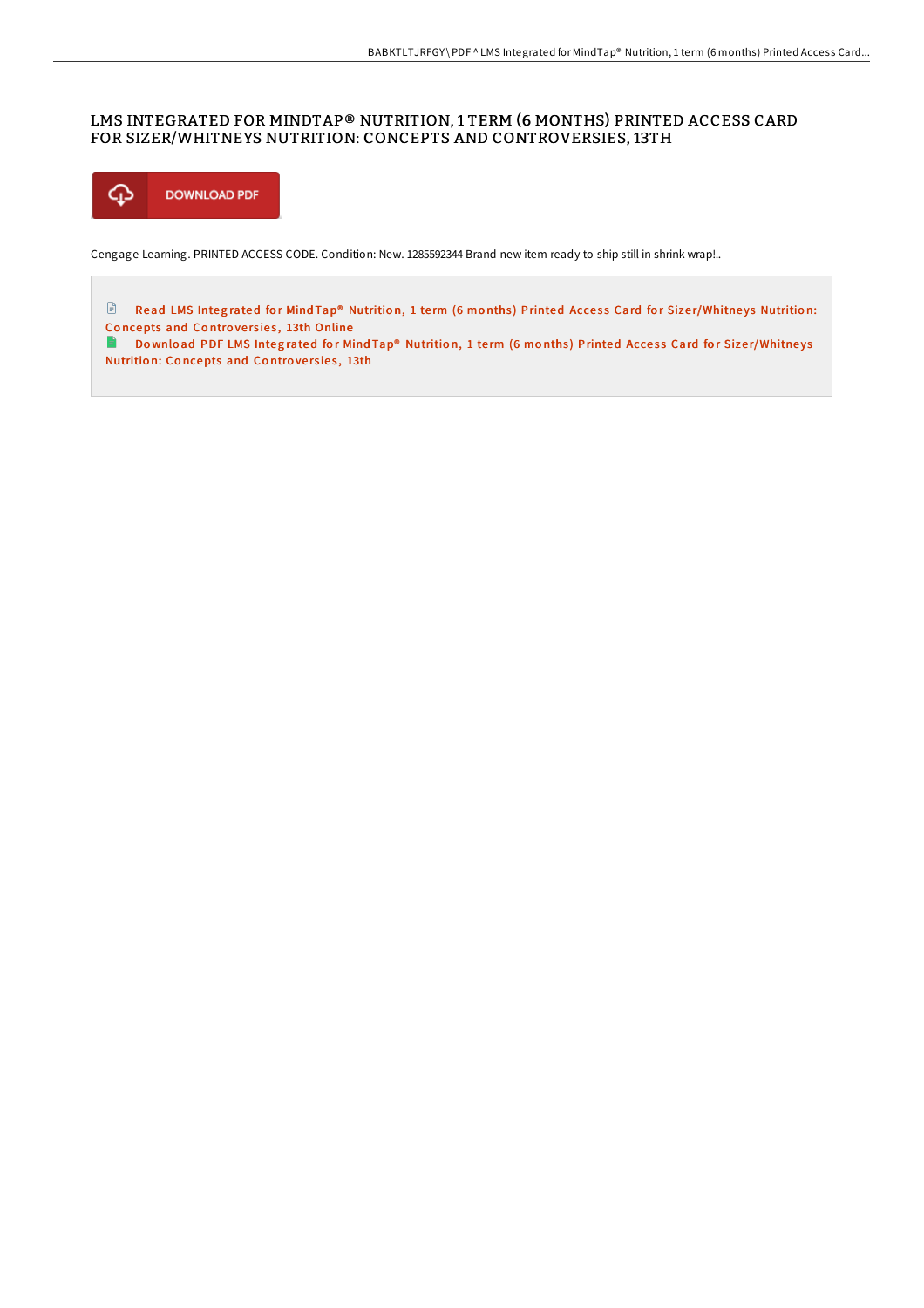# LMS INTEGRATED FOR MINDTAP® NUTRITION, 1 TERM (6 MONTHS) PRINTED ACCESS CARD FOR SIZER/WHITNEYS NUTRITION: CONCEPTS AND CONTROVERSIES, 13TH

DOWNLOAD PDF

Cengage Learning. PRINTED ACCESS CODE. Condition: New. 1285592344 Brand new item ready to ship still in shrink wrap!!.

Read LMS Integrated for MindTap® Nutrition, 1 term (6 months) Printed Access Card for Sizer/Whitneys Nutrition: Concepts and Controversies, 13th Online

Download PDF LMS Integrated for MindTap® Nutrition, 1 term (6 months) Printed Access Card for Sizer/Whitneys Nutrition: Concepts and Controversies, 13th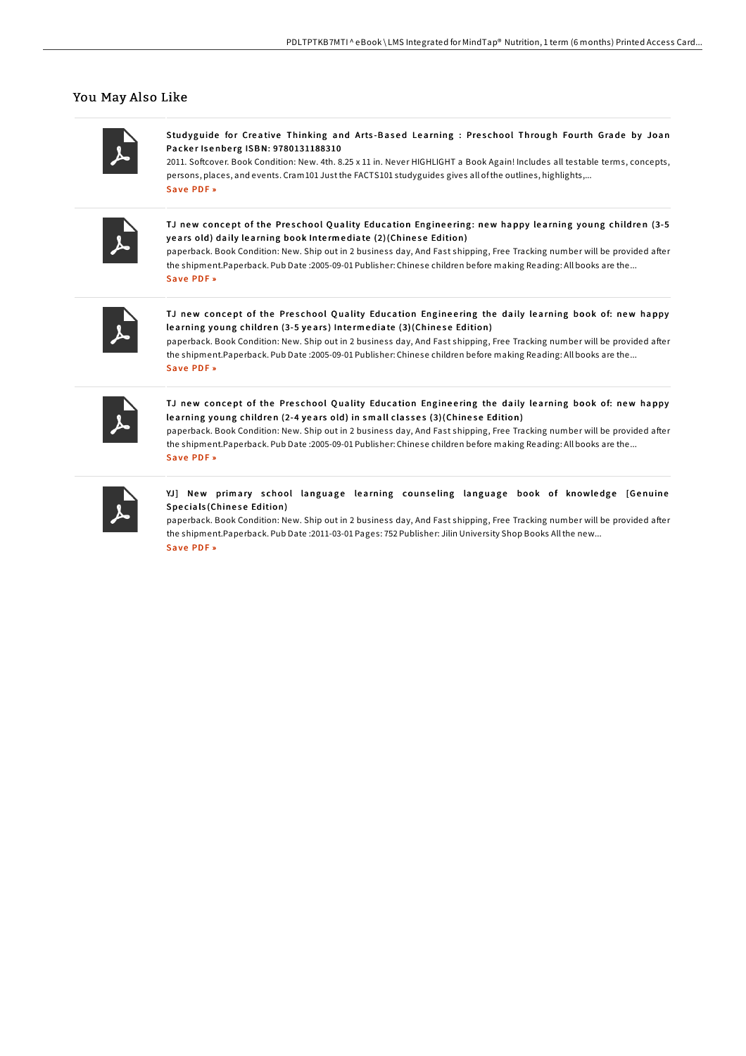## You May Also Like

**Studyguide for Creative Thinking and Arts-Based Learning : Preschool Through Fourth Grade by Joan Packer Isenberg ISBN: 9780131188310**

2011. Softcover. Book Condition: New. 4th. 8.25 x 11 in. Never HIGHLIGHT a Book Again! Includes all testable terms, concepts, persons, places, and events. Cram101 Just the FACTS101 studyguides gives all of the outlines, highlights,...

Save PDF »

**TJ new concept of the Preschool Quality Education Engineering: new happy learning young children (3-5 years old) daily learning book Intermediate (2)(Chinese Edition)**

paperback. Book Condition: New. Ship out in 2 business day, And Fast shipping, Free Tracking number will be provided after the shipment.Paperback. Pub Date :2005-09-01 Publisher: Chinese children before making Reading: All books are the...

Save PDF »

**TJ new concept of the Preschool Quality Education Engineering the daily learning book of: new happy learning young children (3-5 years) Intermediate (3)(Chinese Edition)**

paperback. Book Condition: New. Ship out in 2 business day, And Fast shipping, Free Tracking number will be provided after the shipment.Paperback. Pub Date :2005-09-01 Publisher: Chinese children before making Reading: All books are the...

Save PDF »

**TJ new concept of the Preschool Quality Education Engineering the daily learning book of: new happy learning young children (2-4 years old) in small classes (3)(Chinese Edition)**

paperback. Book Condition: New. Ship out in 2 business day, And Fast shipping, Free Tracking number will be provided after the shipment.Paperback. Pub Date :2005-09-01 Publisher: Chinese children before making Reading: All books are the...

Save PDF »

**YJ] New primary school language learning counseling language book of knowledge [Genuine Specials(Chinese Edition)**

paperback. Book Condition: New. Ship out in 2 business day, And Fast shipping, Free Tracking number will be provided after the shipment.Paperback. Pub Date :2011-03-01 Pages: 752 Publisher: Jilin University Shop Books All the new...

Save PDF »